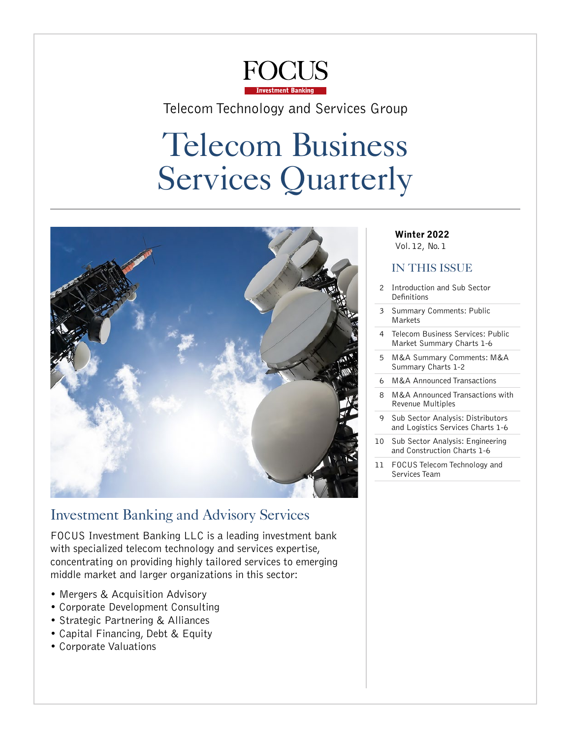# FOCUS

Investment Banking

Telecom Technology and Services Group

# Telecom Business Services Quarterly

**Winter 2022**
Vol. 12, No. 1

## IN THIS ISSUE

| | |
|---|---|
| 2 | Introduction and Sub Sector Definitions |
| 3 | Summary Comments: Public Markets |
| 4 | Telecom Business Services: Public Market Summary Charts 1-6 |
| 5 | M&A Summary Comments: M&A Summary Charts 1-2 |
| 6 | M&A Announced Transactions |
| 8 | M&A Announced Transactions with Revenue Multiples |
| 9 | Sub Sector Analysis: Distributors and Logistics Services Charts 1-6 |
| 10 | Sub Sector Analysis: Engineering and Construction Charts 1-6 |
| 11 | FOCUS Telecom Technology and Services Team |

## Investment Banking and Advisory Services

FOCUS Investment Banking LLC is a leading investment bank with specialized telecom technology and services expertise, concentrating on providing highly tailored services to emerging middle market and larger organizations in this sector:

- Mergers & Acquisition Advisory
- Corporate Development Consulting
- Strategic Partnering & Alliances
- Capital Financing, Debt & Equity
- Corporate Valuations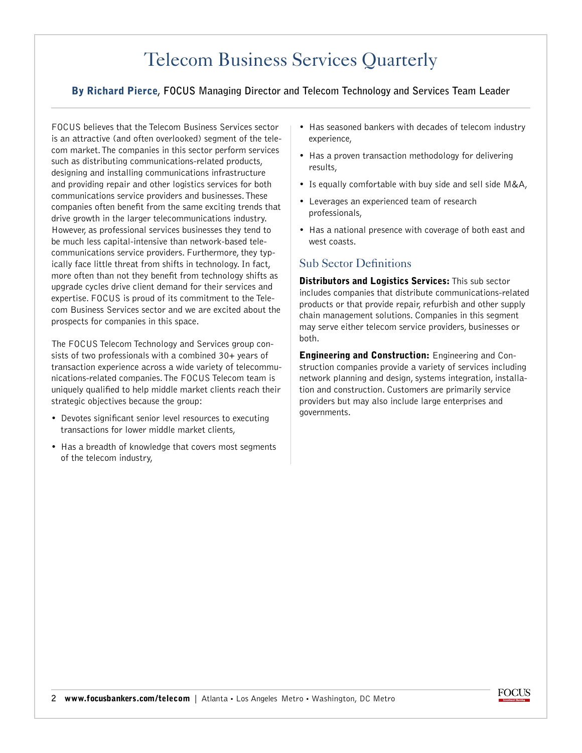# Telecom Business Services Quarterly

**By Richard Pierce, FOCUS Managing Director and Telecom Technology and Services Team Leader**

FOCUS believes that the Telecom Business Services sector is an attractive (and often overlooked) segment of the telecom market. The companies in this sector perform services such as distributing communications-related products, designing and installing communications infrastructure and providing repair and other logistics services for both communications service providers and businesses. These companies often benefit from the same exciting trends that drive growth in the larger telecommunications industry. However, as professional services businesses they tend to be much less capital-intensive than network-based telecommunications service providers. Furthermore, they typically face little threat from shifts in technology. In fact, more often than not they benefit from technology shifts as upgrade cycles drive client demand for their services and expertise. FOCUS is proud of its commitment to the Telecom Business Services sector and we are excited about the prospects for companies in this space.

The FOCUS Telecom Technology and Services group consists of two professionals with a combined 30+ years of transaction experience across a wide variety of telecommunications-related companies. The FOCUS Telecom team is uniquely qualified to help middle market clients reach their strategic objectives because the group:

- Devotes significant senior level resources to executing transactions for lower middle market clients,
- Has a breadth of knowledge that covers most segments of the telecom industry,
- Has seasoned bankers with decades of telecom industry experience,
- Has a proven transaction methodology for delivering results,
- Is equally comfortable with buy side and sell side M&A,
- Leverages an experienced team of research professionals,
- Has a national presence with coverage of both east and west coasts.

## Sub Sector Definitions

**Distributors and Logistics Services:** This sub sector includes companies that distribute communications-related products or that provide repair, refurbish and other supply chain management solutions. Companies in this segment may serve either telecom service providers, businesses or both.

**Engineering and Construction:** Engineering and Construction companies provide a variety of services including network planning and design, systems integration, installation and construction. Customers are primarily service providers but may also include large enterprises and governments.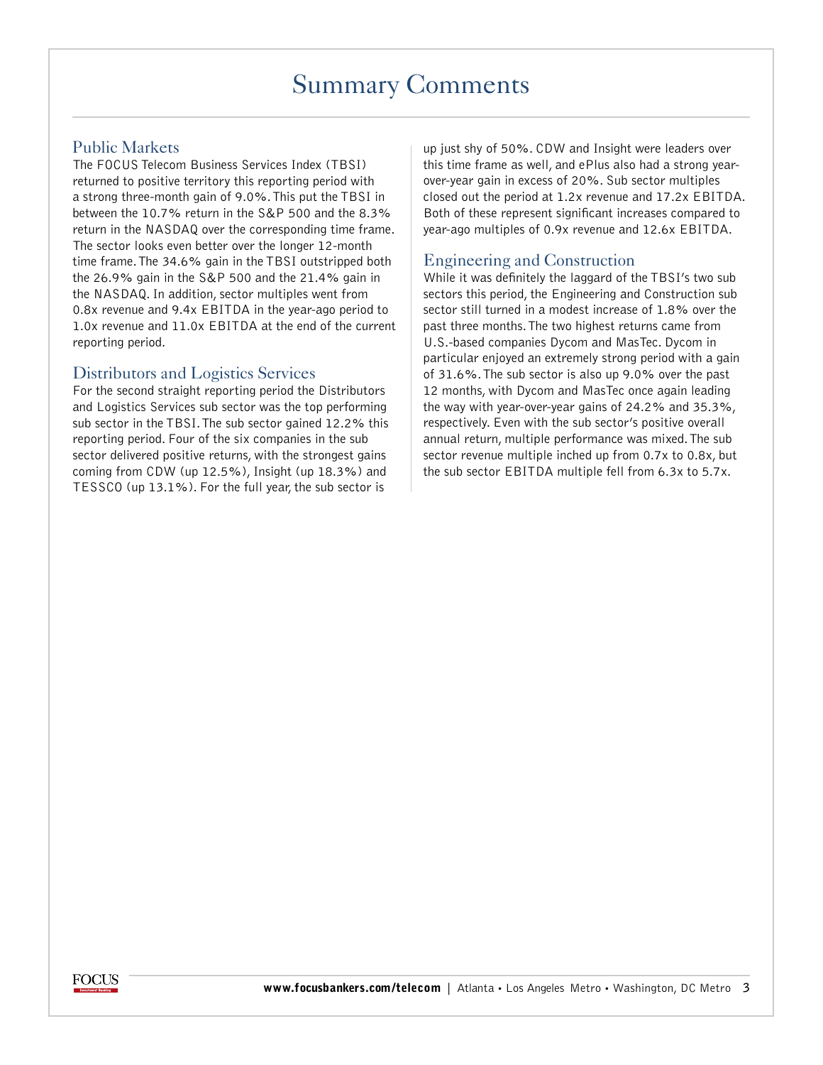# Summary Comments

## Public Markets

The FOCUS Telecom Business Services Index (TBSI) returned to positive territory this reporting period with a strong three-month gain of 9.0%. This put the TBSI in between the 10.7% return in the S&P 500 and the 8.3% return in the NASDAQ over the corresponding time frame. The sector looks even better over the longer 12-month time frame. The 34.6% gain in the TBSI outstripped both the 26.9% gain in the S&P 500 and the 21.4% gain in the NASDAQ. In addition, sector multiples went from 0.8x revenue and 9.4x EBITDA in the year-ago period to 1.0x revenue and 11.0x EBITDA at the end of the current reporting period.

## Distributors and Logistics Services

For the second straight reporting period the Distributors and Logistics Services sub sector was the top performing sub sector in the TBSI. The sub sector gained 12.2% this reporting period. Four of the six companies in the sub sector delivered positive returns, with the strongest gains coming from CDW (up 12.5%), Insight (up 18.3%) and TESSCO (up 13.1%). For the full year, the sub sector is up just shy of 50%. CDW and Insight were leaders over this time frame as well, and ePlus also had a strong year-over-year gain in excess of 20%. Sub sector multiples closed out the period at 1.2x revenue and 17.2x EBITDA. Both of these represent significant increases compared to year-ago multiples of 0.9x revenue and 12.6x EBITDA.

## Engineering and Construction

While it was definitely the laggard of the TBSI's two sub sectors this period, the Engineering and Construction sub sector still turned in a modest increase of 1.8% over the past three months. The two highest returns came from U.S.-based companies Dycom and MasTec. Dycom in particular enjoyed an extremely strong period with a gain of 31.6%. The sub sector is also up 9.0% over the past 12 months, with Dycom and MasTec once again leading the way with year-over-year gains of 24.2% and 35.3%, respectively. Even with the sub sector's positive overall annual return, multiple performance was mixed. The sub sector revenue multiple inched up from 0.7x to 0.8x, but the sub sector EBITDA multiple fell from 6.3x to 5.7x.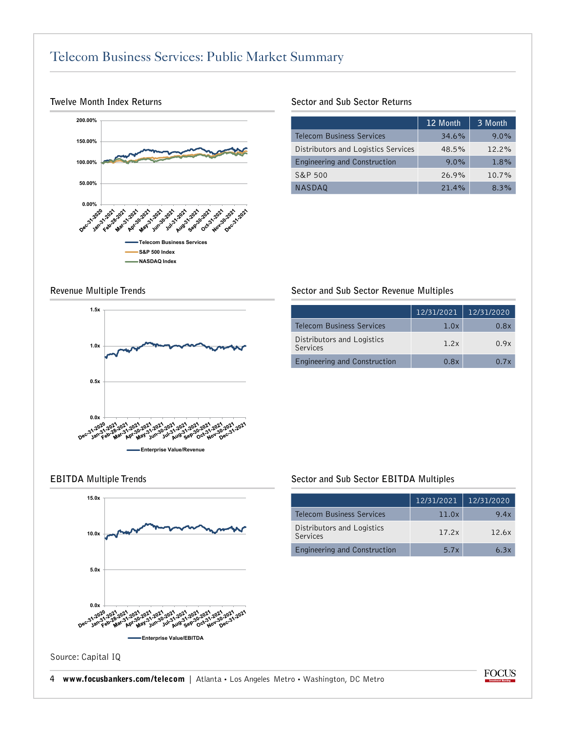# Telecom Business Services: Public Market Summary

## Twelve Month Index Returns

## Sector and Sub Sector Returns

| | 12 Month | 3 Month |
|---|---|---|
| Telecom Business Services | 34.6% | 9.0% |
| Distributors and Logistics Services | 48.5% | 12.2% |
| Engineering and Construction | 9.0% | 1.8% |
| S&P 500 | 26.9% | 10.7% |
| NASDAQ | 21.4% | 8.3% |

## Revenue Multiple Trends

## Sector and Sub Sector Revenue Multiples

| | 12/31/2021 | 12/31/2020 |
|---|---|---|
| Telecom Business Services | 1.0x | 0.8x |
| Distributors and Logistics Services | 1.2x | 0.9x |
| Engineering and Construction | 0.8x | 0.7x |

## EBITDA Multiple Trends

## Sector and Sub Sector EBITDA Multiples

| | 12/31/2021 | 12/31/2020 |
|---|---|---|
| Telecom Business Services | 11.0x | 9.4x |
| Distributors and Logistics Services | 17.2x | 12.6x |
| Engineering and Construction | 5.7x | 6.3x |

Source: Capital IQ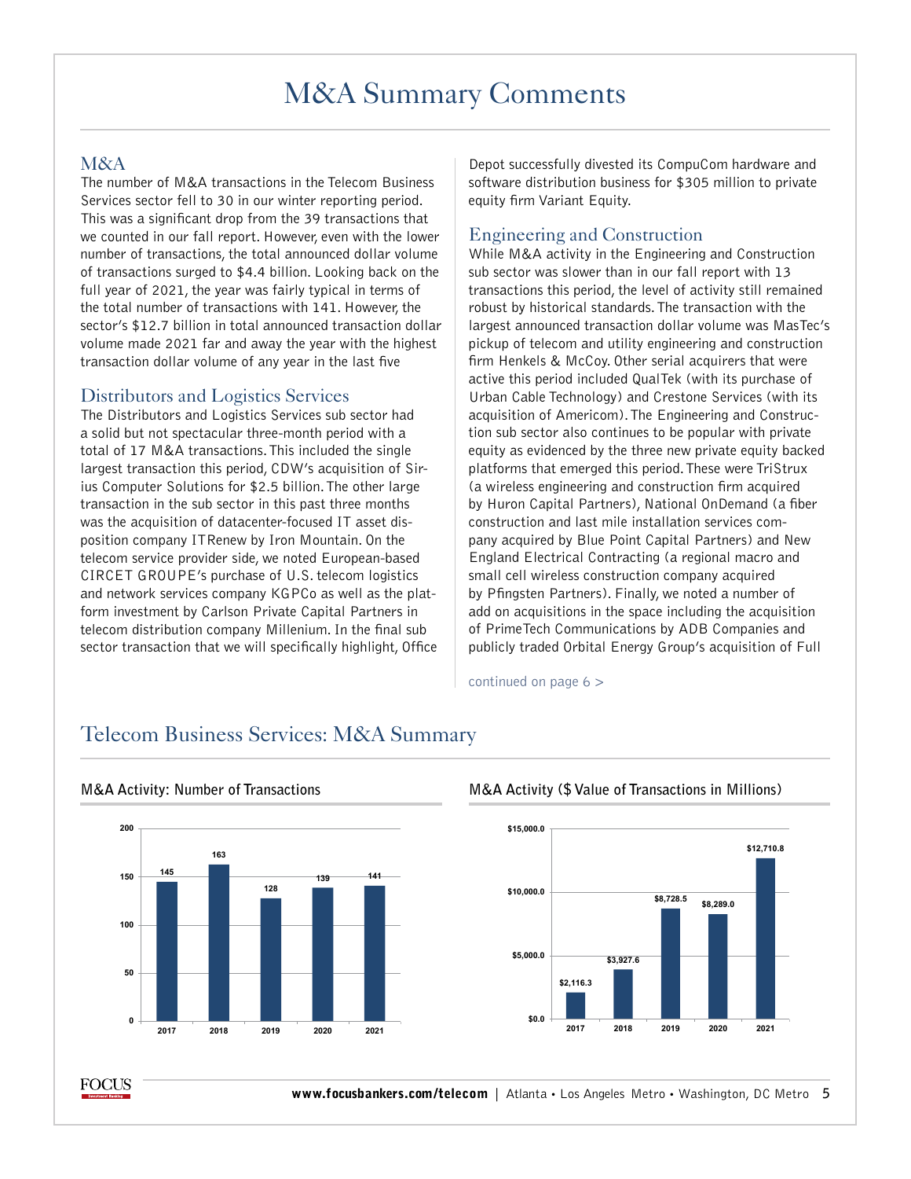# M&A Summary Comments

## M&A

The number of M&A transactions in the Telecom Business Services sector fell to 30 in our winter reporting period. This was a significant drop from the 39 transactions that we counted in our fall report. However, even with the lower number of transactions, the total announced dollar volume of transactions surged to $4.4 billion. Looking back on the full year of 2021, the year was fairly typical in terms of the total number of transactions with 141. However, the sector's $12.7 billion in total announced transaction dollar volume made 2021 far and away the year with the highest transaction dollar volume of any year in the last five

## Distributors and Logistics Services

The Distributors and Logistics Services sub sector had a solid but not spectacular three-month period with a total of 17 M&A transactions. This included the single largest transaction this period, CDW's acquisition of Sirius Computer Solutions for $2.5 billion. The other large transaction in the sub sector in this past three months was the acquisition of datacenter-focused IT asset disposition company ITRenew by Iron Mountain. On the telecom service provider side, we noted European-based CIRCET GROUPE's purchase of U.S. telecom logistics and network services company KGPCo as well as the platform investment by Carlson Private Capital Partners in telecom distribution company Millenium. In the final sub sector transaction that we will specifically highlight, Office Depot successfully divested its CompuCom hardware and software distribution business for $305 million to private equity firm Variant Equity.

## Engineering and Construction

While M&A activity in the Engineering and Construction sub sector was slower than in our fall report with 13 transactions this period, the level of activity still remained robust by historical standards. The transaction with the largest announced transaction dollar volume was MasTec's pickup of telecom and utility engineering and construction firm Henkels & McCoy. Other serial acquirers that were active this period included QualTek (with its purchase of Urban Cable Technology) and Crestone Services (with its acquisition of Americom). The Engineering and Construction sub sector also continues to be popular with private equity as evidenced by the three new private equity backed platforms that emerged this period. These were TriStrux (a wireless engineering and construction firm acquired by Huron Capital Partners), National OnDemand (a fiber construction and last mile installation services company acquired by Blue Point Capital Partners) and New England Electrical Contracting (a regional macro and small cell wireless construction company acquired by Pfingsten Partners). Finally, we noted a number of add on acquisitions in the space including the acquisition of PrimeTech Communications by ADB Companies and publicly traded Orbital Energy Group's acquisition of Full

continued on page 6 >

# Telecom Business Services: M&A Summary

### M&A Activity: Number of Transactions

| Year | Number of Transactions |
|---|---|
| 2017 | 145 |
| 2018 | 163 |
| 2019 | 128 |
| 2020 | 139 |
| 2021 | 141 |

### M&A Activity ($ Value of Transactions in Millions)

| Year | $ Value (Millions) |
|---|---|
| 2017 | $2,116.3 |
| 2018 | $3,927.6 |
| 2019 | $8,728.5 |
| 2020 | $8,289.0 |
| 2021 | $12,710.8 |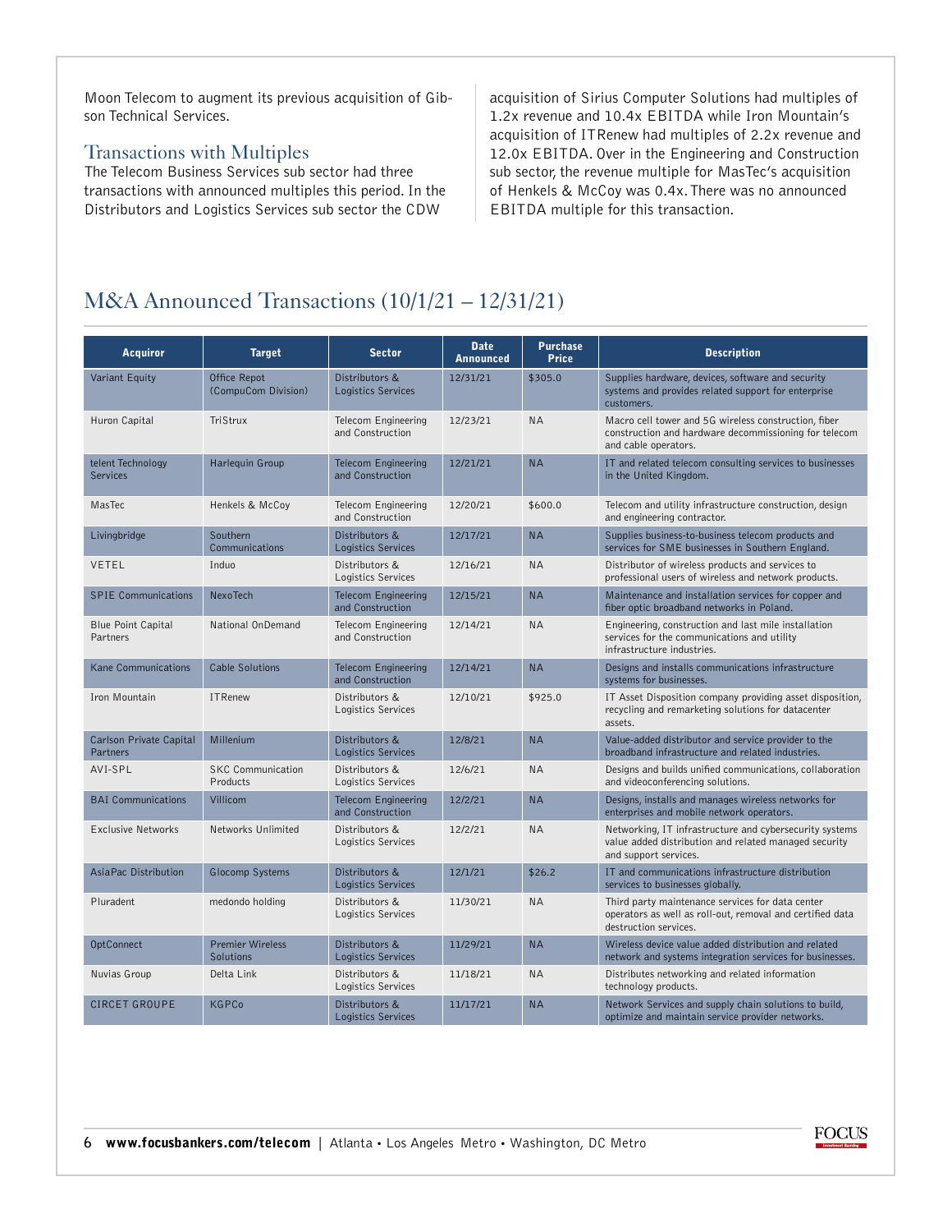Moon Telecom to augment its previous acquisition of Gibson Technical Services.

## Transactions with Multiples

The Telecom Business Services sub sector had three transactions with announced multiples this period. In the Distributors and Logistics Services sub sector the CDW acquisition of Sirius Computer Solutions had multiples of 1.2x revenue and 10.4x EBITDA while Iron Mountain's acquisition of ITRenew had multiples of 2.2x revenue and 12.0x EBITDA. Over in the Engineering and Construction sub sector, the revenue multiple for MasTec's acquisition of Henkels & McCoy was 0.4x. There was no announced EBITDA multiple for this transaction.

# M&A Announced Transactions (10/1/21 – 12/31/21)

| Acquiror | Target | Sector | Date Announced | Purchase Price | Description |
|---|---|---|---|---|---|
| Variant Equity | Office Repot (CompuCom Division) | Distributors & Logistics Services | 12/31/21 | $305.0 | Supplies hardware, devices, software and security systems and provides related support for enterprise customers. |
| Huron Capital | TriStrux | Telecom Engineering and Construction | 12/23/21 | NA | Macro cell tower and 5G wireless construction, fiber construction and hardware decommissioning for telecom and cable operators. |
| telent Technology Services | Harlequin Group | Telecom Engineering and Construction | 12/21/21 | NA | IT and related telecom consulting services to businesses in the United Kingdom. |
| MasTec | Henkels & McCoy | Telecom Engineering and Construction | 12/20/21 | $600.0 | Telecom and utility infrastructure construction, design and engineering contractor. |
| Livingbridge | Southern Communications | Distributors & Logistics Services | 12/17/21 | NA | Supplies business-to-business telecom products and services for SME businesses in Southern England. |
| VETEL | Induo | Distributors & Logistics Services | 12/16/21 | NA | Distributor of wireless products and services to professional users of wireless and network products. |
| SPIE Communications | NexoTech | Telecom Engineering and Construction | 12/15/21 | NA | Maintenance and installation services for copper and fiber optic broadband networks in Poland. |
| Blue Point Capital Partners | National OnDemand | Telecom Engineering and Construction | 12/14/21 | NA | Engineering, construction and last mile installation services for the communications and utility infrastructure industries. |
| Kane Communications | Cable Solutions | Telecom Engineering and Construction | 12/14/21 | NA | Designs and installs communications infrastructure systems for businesses. |
| Iron Mountain | ITRenew | Distributors & Logistics Services | 12/10/21 | $925.0 | IT Asset Disposition company providing asset disposition, recycling and remarketing solutions for datacenter assets. |
| Carlson Private Capital Partners | Millenium | Distributors & Logistics Services | 12/8/21 | NA | Value-added distributor and service provider to the broadband infrastructure and related industries. |
| AVI-SPL | SKC Communication Products | Distributors & Logistics Services | 12/6/21 | NA | Designs and builds unified communications, collaboration and videoconferencing solutions. |
| BAI Communications | Villicom | Telecom Engineering and Construction | 12/2/21 | NA | Designs, installs and manages wireless networks for enterprises and mobile network operators. |
| Exclusive Networks | Networks Unlimited | Distributors & Logistics Services | 12/2/21 | NA | Networking, IT infrastructure and cybersecurity systems value added distribution and related managed security and support services. |
| AsiaPac Distribution | Glocomp Systems | Distributors & Logistics Services | 12/1/21 | $26.2 | IT and communications infrastructure distribution services to businesses globally. |
| Pluradent | medondo holding | Distributors & Logistics Services | 11/30/21 | NA | Third party maintenance services for data center operators as well as roll-out, removal and certified data destruction services. |
| OptConnect | Premier Wireless Solutions | Distributors & Logistics Services | 11/29/21 | NA | Wireless device value added distribution and related network and systems integration services for businesses. |
| Nuvias Group | Delta Link | Distributors & Logistics Services | 11/18/21 | NA | Distributes networking and related information technology products. |
| CIRCET GROUPE | KGPCo | Distributors & Logistics Services | 11/17/21 | NA | Network Services and supply chain solutions to build, optimize and maintain service provider networks. |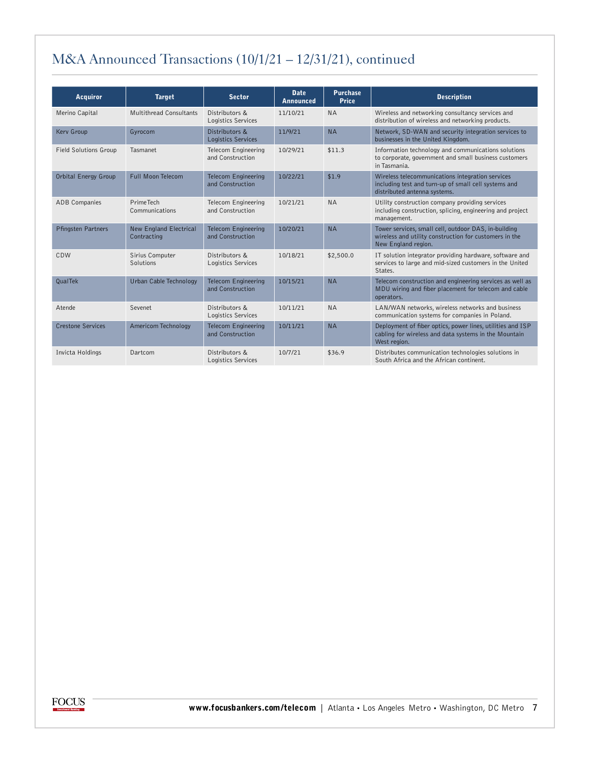## M&A Announced Transactions (10/1/21 – 12/31/21), continued

| Acquiror | Target | Sector | Date Announced | Purchase Price | Description |
|---|---|---|---|---|---|
| Merino Capital | Multithread Consultants | Distributors & Logistics Services | 11/10/21 | NA | Wireless and networking consultancy services and distribution of wireless and networking products. |
| Kerv Group | Gyrocom | Distributors & Logistics Services | 11/9/21 | NA | Network, SD-WAN and security integration services to businesses in the United Kingdom. |
| Field Solutions Group | Tasmanet | Telecom Engineering and Construction | 10/29/21 | $11.3 | Information technology and communications solutions to corporate, government and small business customers in Tasmania. |
| Orbital Energy Group | Full Moon Telecom | Telecom Engineering and Construction | 10/22/21 | $1.9 | Wireless telecommunications integration services including test and turn-up of small cell systems and distributed antenna systems. |
| ADB Companies | PrimeTech Communications | Telecom Engineering and Construction | 10/21/21 | NA | Utility construction company providing services including construction, splicing, engineering and project management. |
| Pfingsten Partners | New England Electrical Contracting | Telecom Engineering and Construction | 10/20/21 | NA | Tower services, small cell, outdoor DAS, in-building wireless and utility construction for customers in the New England region. |
| CDW | Sirius Computer Solutions | Distributors & Logistics Services | 10/18/21 | $2,500.0 | IT solution integrator providing hardware, software and services to large and mid-sized customers in the United States. |
| QualTek | Urban Cable Technology | Telecom Engineering and Construction | 10/15/21 | NA | Telecom construction and engineering services as well as MDU wiring and fiber placement for telecom and cable operators. |
| Atende | Sevenet | Distributors & Logistics Services | 10/11/21 | NA | LAN/WAN networks, wireless networks and business communication systems for companies in Poland. |
| Crestone Services | Americom Technology | Telecom Engineering and Construction | 10/11/21 | NA | Deployment of fiber optics, power lines, utilities and ISP cabling for wireless and data systems in the Mountain West region. |
| Invicta Holdings | Dartcom | Distributors & Logistics Services | 10/7/21 | $36.9 | Distributes communication technologies solutions in South Africa and the African continent. |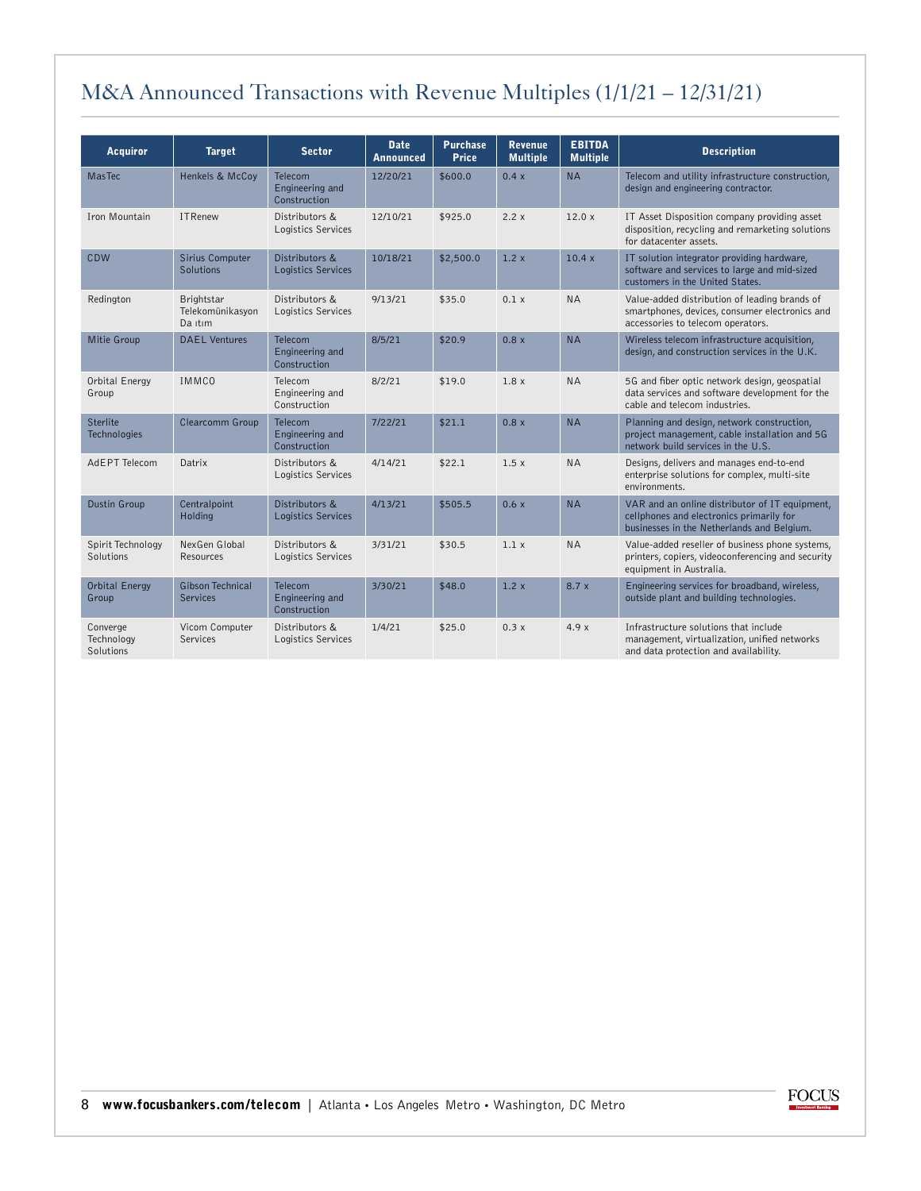# M&A Announced Transactions with Revenue Multiples (1/1/21 – 12/31/21)

| Acquiror | Target | Sector | Date Announced | Purchase Price | Revenue Multiple | EBITDA Multiple | Description |
|---|---|---|---|---|---|---|---|
| MasTec | Henkels & McCoy | Telecom Engineering and Construction | 12/20/21 | $600.0 | 0.4 x | NA | Telecom and utility infrastructure construction, design and engineering contractor. |
| Iron Mountain | ITRenew | Distributors & Logistics Services | 12/10/21 | $925.0 | 2.2 x | 12.0 x | IT Asset Disposition company providing asset disposition, recycling and remarketing solutions for datacenter assets. |
| CDW | Sirius Computer Solutions | Distributors & Logistics Services | 10/18/21 | $2,500.0 | 1.2 x | 10.4 x | IT solution integrator providing hardware, software and services to large and mid-sized customers in the United States. |
| Redington | Brightstar Telekomünikasyon Da ıtım | Distributors & Logistics Services | 9/13/21 | $35.0 | 0.1 x | NA | Value-added distribution of leading brands of smartphones, devices, consumer electronics and accessories to telecom operators. |
| Mitie Group | DAEL Ventures | Telecom Engineering and Construction | 8/5/21 | $20.9 | 0.8 x | NA | Wireless telecom infrastructure acquisition, design, and construction services in the U.K. |
| Orbital Energy Group | IMMCO | Telecom Engineering and Construction | 8/2/21 | $19.0 | 1.8 x | NA | 5G and fiber optic network design, geospatial data services and software development for the cable and telecom industries. |
| Sterlite Technologies | Clearcomm Group | Telecom Engineering and Construction | 7/22/21 | $21.1 | 0.8 x | NA | Planning and design, network construction, project management, cable installation and 5G network build services in the U.S. |
| AdEPT Telecom | Datrix | Distributors & Logistics Services | 4/14/21 | $22.1 | 1.5 x | NA | Designs, delivers and manages end-to-end enterprise solutions for complex, multi-site environments. |
| Dustin Group | Centralpoint Holding | Distributors & Logistics Services | 4/13/21 | $505.5 | 0.6 x | NA | VAR and an online distributor of IT equipment, cellphones and electronics primarily for businesses in the Netherlands and Belgium. |
| Spirit Technology Solutions | NexGen Global Resources | Distributors & Logistics Services | 3/31/21 | $30.5 | 1.1 x | NA | Value-added reseller of business phone systems, printers, copiers, videoconferencing and security equipment in Australia. |
| Orbital Energy Group | Gibson Technical Services | Telecom Engineering and Construction | 3/30/21 | $48.0 | 1.2 x | 8.7 x | Engineering services for broadband, wireless, outside plant and building technologies. |
| Converge Technology Solutions | Vicom Computer Services | Distributors & Logistics Services | 1/4/21 | $25.0 | 0.3 x | 4.9 x | Infrastructure solutions that include management, virtualization, unified networks and data protection and availability. |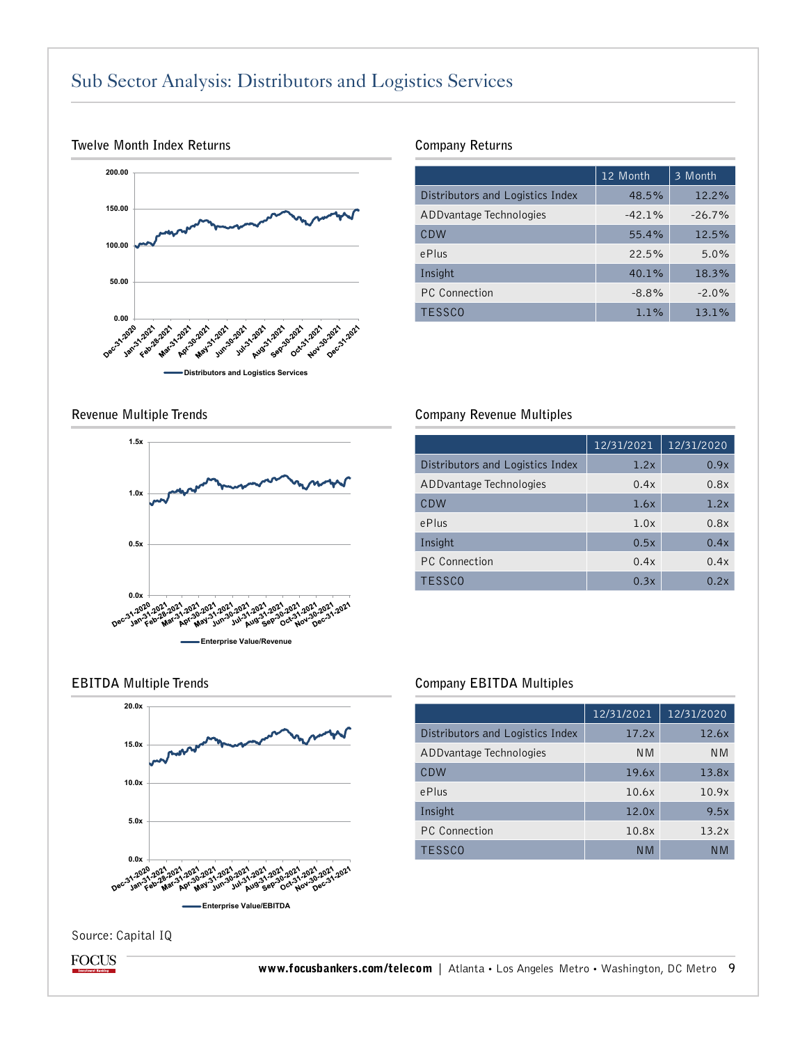# Sub Sector Analysis: Distributors and Logistics Services

## Twelve Month Index Returns

## Company Returns

| | 12 Month | 3 Month |
|---|---|---|
| Distributors and Logistics Index | 48.5% | 12.2% |
| ADDvantage Technologies | -42.1% | -26.7% |
| CDW | 55.4% | 12.5% |
| ePlus | 22.5% | 5.0% |
| Insight | 40.1% | 18.3% |
| PC Connection | -8.8% | -2.0% |
| TESSCO | 1.1% | 13.1% |

## Revenue Multiple Trends

## Company Revenue Multiples

| | 12/31/2021 | 12/31/2020 |
|---|---|---|
| Distributors and Logistics Index | 1.2x | 0.9x |
| ADDvantage Technologies | 0.4x | 0.8x |
| CDW | 1.6x | 1.2x |
| ePlus | 1.0x | 0.8x |
| Insight | 0.5x | 0.4x |
| PC Connection | 0.4x | 0.4x |
| TESSCO | 0.3x | 0.2x |

## EBITDA Multiple Trends

## Company EBITDA Multiples

| | 12/31/2021 | 12/31/2020 |
|---|---|---|
| Distributors and Logistics Index | 17.2x | 12.6x |
| ADDvantage Technologies | NM | NM |
| CDW | 19.6x | 13.8x |
| ePlus | 10.6x | 10.9x |
| Insight | 12.0x | 9.5x |
| PC Connection | 10.8x | 13.2x |
| TESSCO | NM | NM |

Source: Capital IQ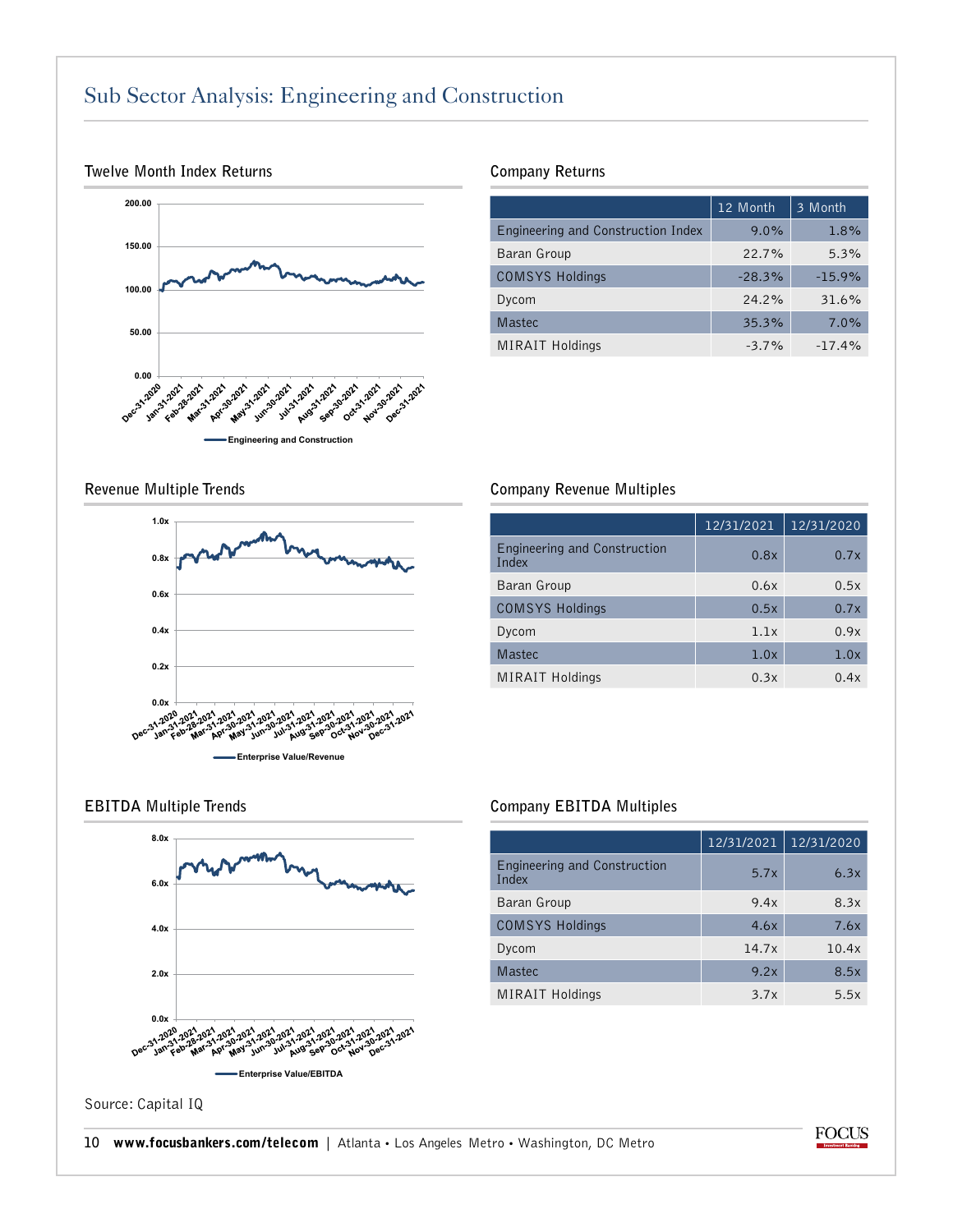## Sub Sector Analysis: Engineering and Construction

### Twelve Month Index Returns

### Company Returns

| | 12 Month | 3 Month |
|---|---|---|
| Engineering and Construction Index | 9.0% | 1.8% |
| Baran Group | 22.7% | 5.3% |
| COMSYS Holdings | -28.3% | -15.9% |
| Dycom | 24.2% | 31.6% |
| Mastec | 35.3% | 7.0% |
| MIRAIT Holdings | -3.7% | -17.4% |

### Revenue Multiple Trends

### Company Revenue Multiples

| | 12/31/2021 | 12/31/2020 |
|---|---|---|
| Engineering and Construction Index | 0.8x | 0.7x |
| Baran Group | 0.6x | 0.5x |
| COMSYS Holdings | 0.5x | 0.7x |
| Dycom | 1.1x | 0.9x |
| Mastec | 1.0x | 1.0x |
| MIRAIT Holdings | 0.3x | 0.4x |

### EBITDA Multiple Trends

### Company EBITDA Multiples

| | 12/31/2021 | 12/31/2020 |
|---|---|---|
| Engineering and Construction Index | 5.7x | 6.3x |
| Baran Group | 9.4x | 8.3x |
| COMSYS Holdings | 4.6x | 7.6x |
| Dycom | 14.7x | 10.4x |
| Mastec | 9.2x | 8.5x |
| MIRAIT Holdings | 3.7x | 5.5x |

Source: Capital IQ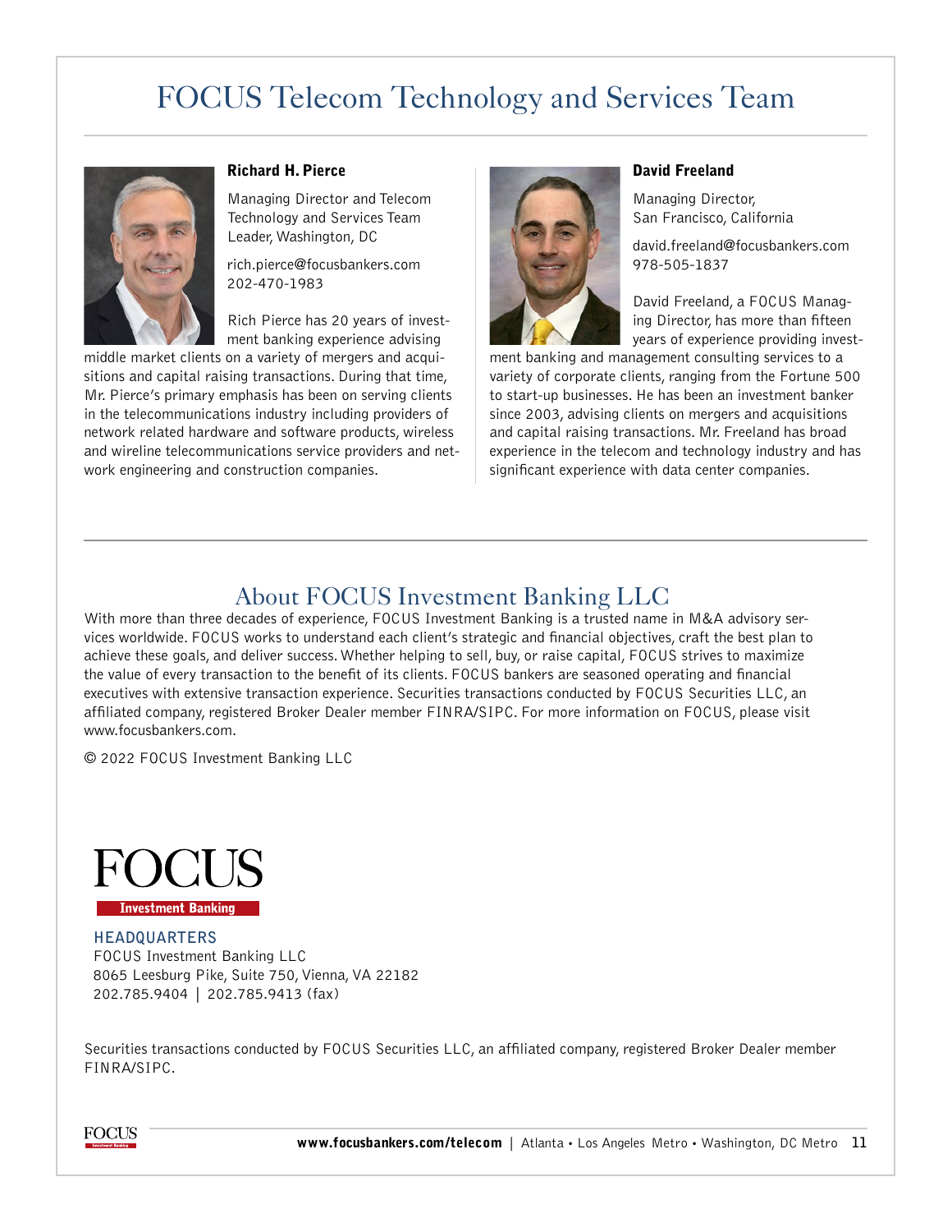# FOCUS Telecom Technology and Services Team

### Richard H. Pierce

Managing Director and Telecom Technology and Services Team Leader, Washington, DC

rich.pierce@focusbankers.com
202-470-1983

Rich Pierce has 20 years of investment banking experience advising middle market clients on a variety of mergers and acquisitions and capital raising transactions. During that time, Mr. Pierce's primary emphasis has been on serving clients in the telecommunications industry including providers of network related hardware and software products, wireless and wireline telecommunications service providers and network engineering and construction companies.

### David Freeland

Managing Director, San Francisco, California

david.freeland@focusbankers.com
978-505-1837

David Freeland, a FOCUS Managing Director, has more than fifteen years of experience providing investment banking and management consulting services to a variety of corporate clients, ranging from the Fortune 500 to start-up businesses. He has been an investment banker since 2003, advising clients on mergers and acquisitions and capital raising transactions. Mr. Freeland has broad experience in the telecom and technology industry and has significant experience with data center companies.

## About FOCUS Investment Banking LLC

With more than three decades of experience, FOCUS Investment Banking is a trusted name in M&A advisory services worldwide. FOCUS works to understand each client's strategic and financial objectives, craft the best plan to achieve these goals, and deliver success. Whether helping to sell, buy, or raise capital, FOCUS strives to maximize the value of every transaction to the benefit of its clients. FOCUS bankers are seasoned operating and financial executives with extensive transaction experience. Securities transactions conducted by FOCUS Securities LLC, an affiliated company, registered Broker Dealer member FINRA/SIPC. For more information on FOCUS, please visit www.focusbankers.com.

© 2022 FOCUS Investment Banking LLC

FOCUS
Investment Banking

**HEADQUARTERS**
FOCUS Investment Banking LLC
8065 Leesburg Pike, Suite 750, Vienna, VA 22182
202.785.9404 | 202.785.9413 (fax)

Securities transactions conducted by FOCUS Securities LLC, an affiliated company, registered Broker Dealer member FINRA/SIPC.